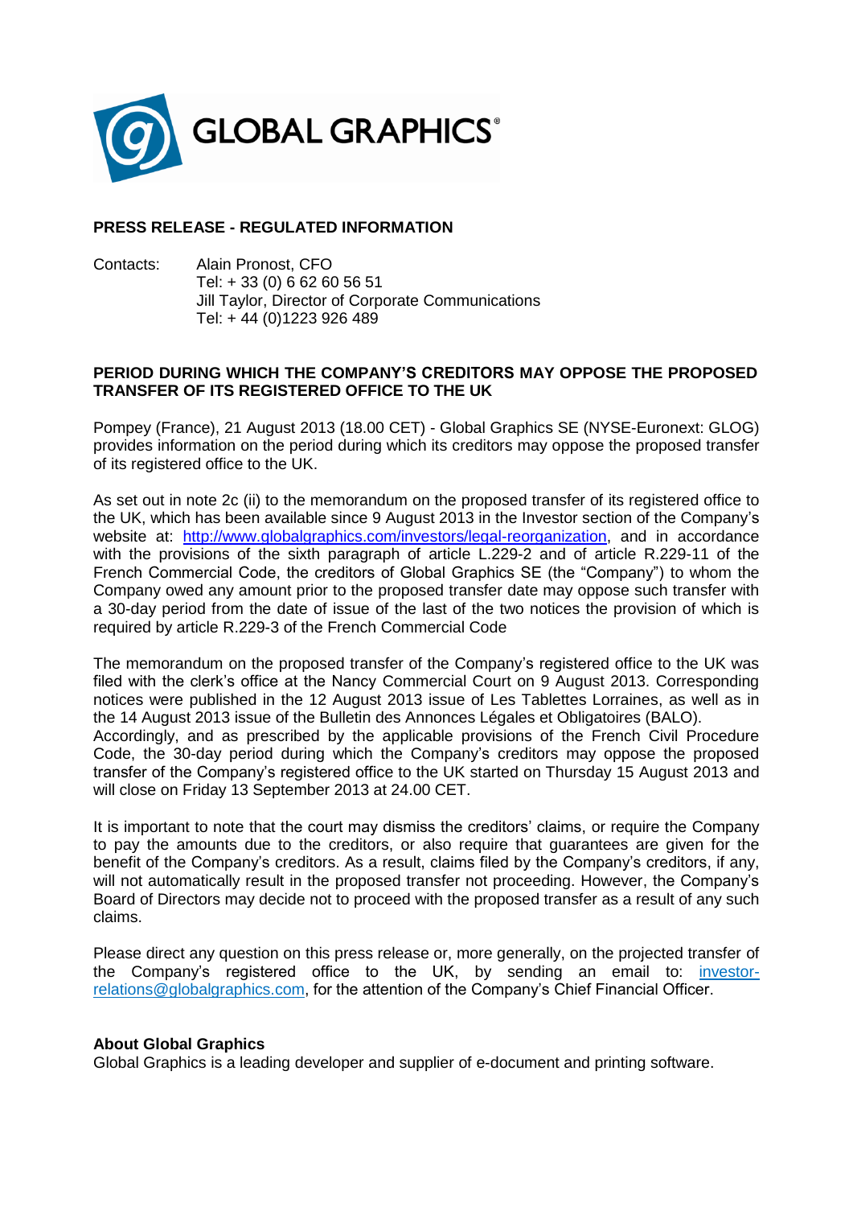GLOBAL GRAPHICS®

**PRESS RELEASE - REGULATED INFORMATION**

Contacts: Alain Pronost, CFO
Tel: + 33 (0) 6 62 60 56 51
Jill Taylor, Director of Corporate Communications
Tel: + 44 (0)1223 926 489

**PERIOD DURING WHICH THE COMPANY'S CREDITORS MAY OPPOSE THE PROPOSED TRANSFER OF ITS REGISTERED OFFICE TO THE UK**

Pompey (France), 21 August 2013 (18.00 CET) - Global Graphics SE (NYSE-Euronext: GLOG) provides information on the period during which its creditors may oppose the proposed transfer of its registered office to the UK.

As set out in note 2c (ii) to the memorandum on the proposed transfer of its registered office to the UK, which has been available since 9 August 2013 in the Investor section of the Company's website at: [http://www.globalgraphics.com/investors/legal-reorganization](http://www.globalgraphics.com/investors/legal-reorganization), and in accordance with the provisions of the sixth paragraph of article L.229-2 and of article R.229-11 of the French Commercial Code, the creditors of Global Graphics SE (the "Company") to whom the Company owed any amount prior to the proposed transfer date may oppose such transfer with a 30-day period from the date of issue of the last of the two notices the provision of which is required by article R.229-3 of the French Commercial Code

The memorandum on the proposed transfer of the Company's registered office to the UK was filed with the clerk's office at the Nancy Commercial Court on 9 August 2013. Corresponding notices were published in the 12 August 2013 issue of Les Tablettes Lorraines, as well as in the 14 August 2013 issue of the Bulletin des Annonces Légales et Obligatoires (BALO).
Accordingly, and as prescribed by the applicable provisions of the French Civil Procedure Code, the 30-day period during which the Company's creditors may oppose the proposed transfer of the Company's registered office to the UK started on Thursday 15 August 2013 and will close on Friday 13 September 2013 at 24.00 CET.

It is important to note that the court may dismiss the creditors' claims, or require the Company to pay the amounts due to the creditors, or also require that guarantees are given for the benefit of the Company's creditors. As a result, claims filed by the Company's creditors, if any, will not automatically result in the proposed transfer not proceeding. However, the Company's Board of Directors may decide not to proceed with the proposed transfer as a result of any such claims.

Please direct any question on this press release or, more generally, on the projected transfer of the Company's registered office to the UK, by sending an email to: [investor-relations@globalgraphics.com](mailto:investor-relations@globalgraphics.com), for the attention of the Company's Chief Financial Officer.

**About Global Graphics**
Global Graphics is a leading developer and supplier of e-document and printing software.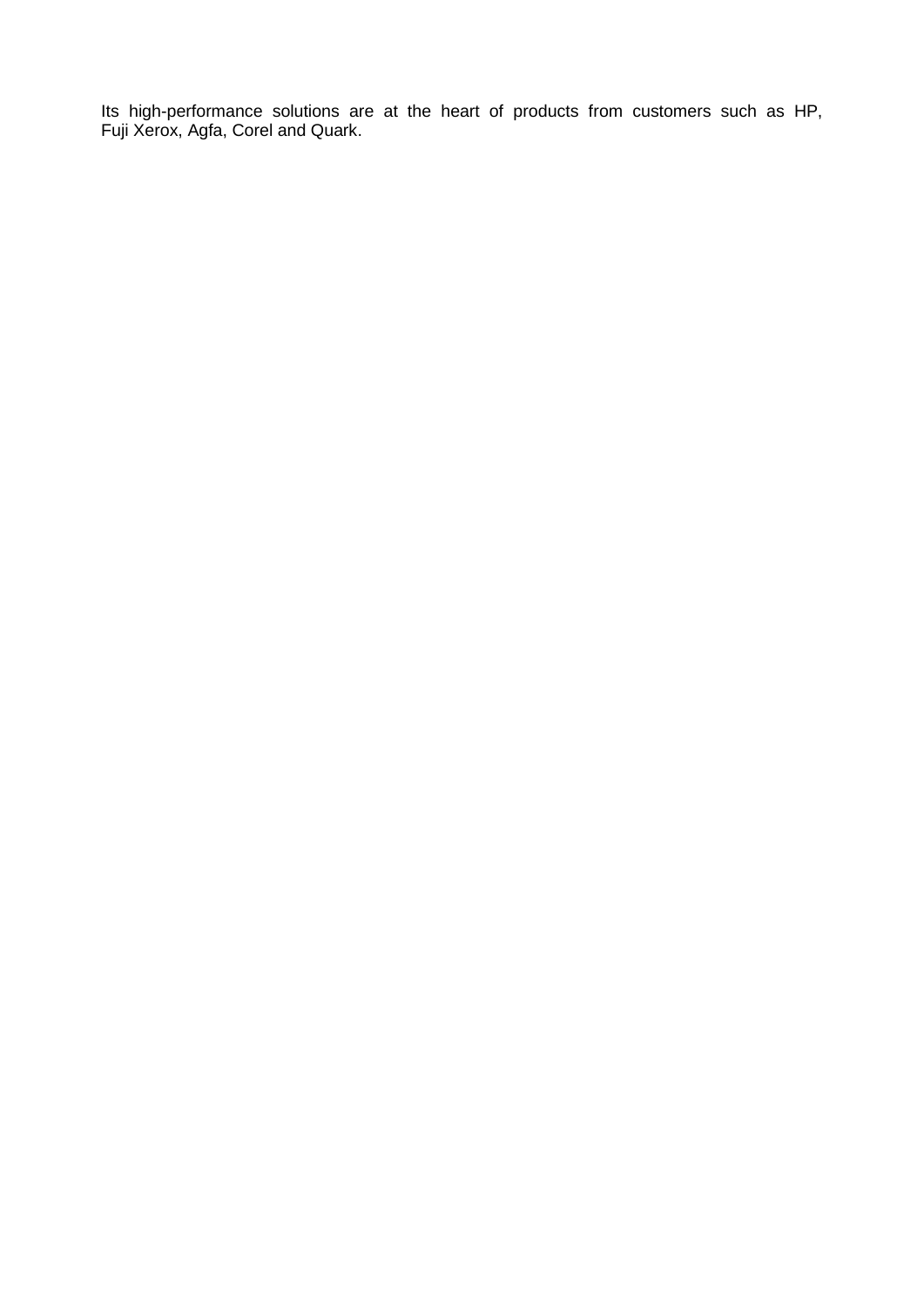Its high-performance solutions are at the heart of products from customers such as HP, Fuji Xerox, Agfa, Corel and Quark.